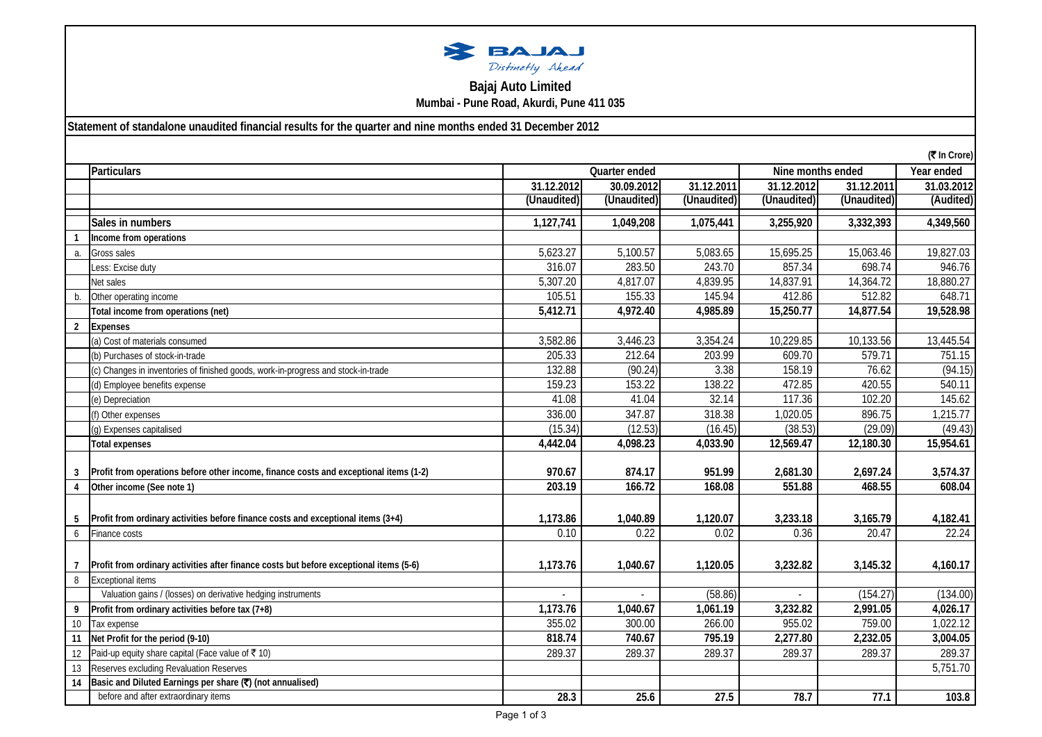**Bajaj Auto Limited**
**Mumbai - Pune Road, Akurdi, Pune 411 035**

**Statement of standalone unaudited financial results for the quarter and nine months ended 31 December 2012**

(₹ In Crore)

| | Particulars | Quarter ended | | | Nine months ended | | Year ended |
|---|---|---|---|---|---|---|---|
| | | 31.12.2012 | 30.09.2012 | 31.12.2011 | 31.12.2012 | 31.12.2011 | 31.03.2012 |
| | | (Unaudited) | (Unaudited) | (Unaudited) | (Unaudited) | (Unaudited) | (Audited) |
| | **Sales in numbers** | **1,127,741** | **1,049,208** | **1,075,441** | **3,255,920** | **3,332,393** | **4,349,560** |
| **1** | **Income from operations** | | | | | | |
| a. | Gross sales | 5,623.27 | 5,100.57 | 5,083.65 | 15,695.25 | 15,063.46 | 19,827.03 |
| | Less: Excise duty | 316.07 | 283.50 | 243.70 | 857.34 | 698.74 | 946.76 |
| | Net sales | 5,307.20 | 4,817.07 | 4,839.95 | 14,837.91 | 14,364.72 | 18,880.27 |
| b. | Other operating income | 105.51 | 155.33 | 145.94 | 412.86 | 512.82 | 648.71 |
| | **Total income from operations (net)** | **5,412.71** | **4,972.40** | **4,985.89** | **15,250.77** | **14,877.54** | **19,528.98** |
| **2** | **Expenses** | | | | | | |
| | (a) Cost of materials consumed | 3,582.86 | 3,446.23 | 3,354.24 | 10,229.85 | 10,133.56 | 13,445.54 |
| | (b) Purchases of stock-in-trade | 205.33 | 212.64 | 203.99 | 609.70 | 579.71 | 751.15 |
| | (c) Changes in inventories of finished goods, work-in-progress and stock-in-trade | 132.88 | (90.24) | 3.38 | 158.19 | 76.62 | (94.15) |
| | (d) Employee benefits expense | 159.23 | 153.22 | 138.22 | 472.85 | 420.55 | 540.11 |
| | (e) Depreciation | 41.08 | 41.04 | 32.14 | 117.36 | 102.20 | 145.62 |
| | (f) Other expenses | 336.00 | 347.87 | 318.38 | 1,020.05 | 896.75 | 1,215.77 |
| | (g) Expenses capitalised | (15.34) | (12.53) | (16.45) | (38.53) | (29.09) | (49.43) |
| | **Total expenses** | **4,442.04** | **4,098.23** | **4,033.90** | **12,569.47** | **12,180.30** | **15,954.61** |
| **3** | **Profit from operations before other income, finance costs and exceptional items (1-2)** | **970.67** | **874.17** | **951.99** | **2,681.30** | **2,697.24** | **3,574.37** |
| **4** | **Other income (See note 1)** | **203.19** | **166.72** | **168.08** | **551.88** | **468.55** | **608.04** |
| **5** | **Profit from ordinary activities before finance costs and exceptional items (3+4)** | **1,173.86** | **1,040.89** | **1,120.07** | **3,233.18** | **3,165.79** | **4,182.41** |
| 6 | Finance costs | 0.10 | 0.22 | 0.02 | 0.36 | 20.47 | 22.24 |
| **7** | **Profit from ordinary activities after finance costs but before exceptional items (5-6)** | **1,173.76** | **1,040.67** | **1,120.05** | **3,232.82** | **3,145.32** | **4,160.17** |
| 8 | Exceptional items | | | | | | |
| | Valuation gains / (losses) on derivative hedging instruments | - | - | (58.86) | - | (154.27) | (134.00) |
| **9** | **Profit from ordinary activities before tax (7+8)** | **1,173.76** | **1,040.67** | **1,061.19** | **3,232.82** | **2,991.05** | **4,026.17** |
| 10 | Tax expense | 355.02 | 300.00 | 266.00 | 955.02 | 759.00 | 1,022.12 |
| **11** | **Net Profit for the period (9-10)** | **818.74** | **740.67** | **795.19** | **2,277.80** | **2,232.05** | **3,004.05** |
| 12 | Paid-up equity share capital (Face value of ₹ 10) | 289.37 | 289.37 | 289.37 | 289.37 | 289.37 | 289.37 |
| 13 | Reserves excluding Revaluation Reserves | | | | | | 5,751.70 |
| **14** | **Basic and Diluted Earnings per share (₹) (not annualised)** | | | | | | |
| | before and after extraordinary items | **28.3** | **25.6** | **27.5** | **78.7** | **77.1** | **103.8** |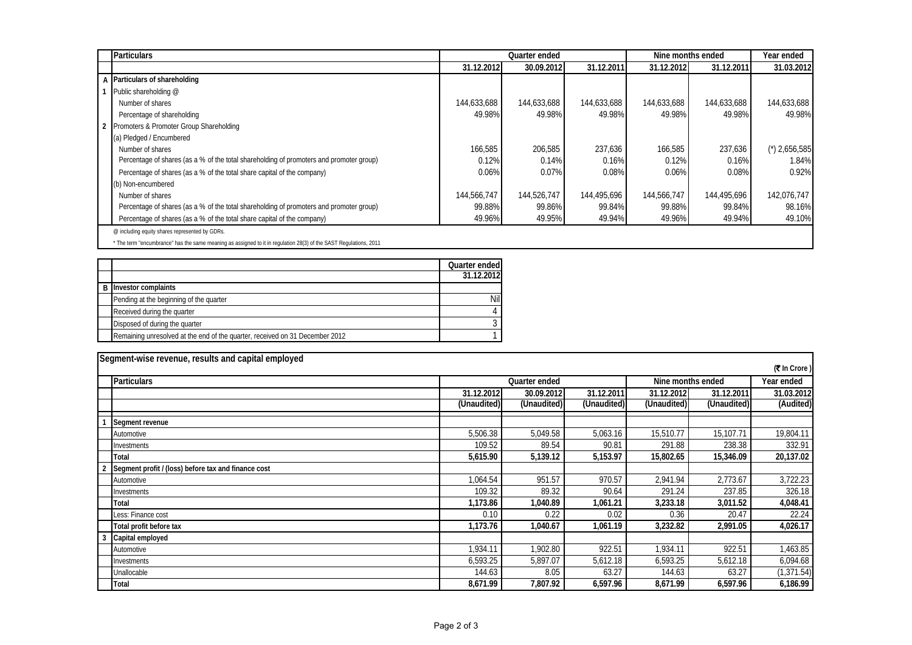| | Particulars | Quarter ended | | | Nine months ended | | Year ended |
|---|---|---|---|---|---|---|---|
| | | 31.12.2012 | 30.09.2012 | 31.12.2011 | 31.12.2012 | 31.12.2011 | 31.03.2012 |
| A | **Particulars of shareholding** | | | | | | |
| 1 | Public shareholding @ | | | | | | |
| | Number of shares | 144,633,688 | 144,633,688 | 144,633,688 | 144,633,688 | 144,633,688 | 144,633,688 |
| | Percentage of shareholding | 49.98% | 49.98% | 49.98% | 49.98% | 49.98% | 49.98% |
| 2 | Promoters & Promoter Group Shareholding | | | | | | |
| | (a) Pledged / Encumbered | | | | | | |
| | Number of shares | 166,585 | 206,585 | 237,636 | 166,585 | 237,636 | (*) 2,656,585 |
| | Percentage of shares (as a % of the total shareholding of promoters and promoter group) | 0.12% | 0.14% | 0.16% | 0.12% | 0.16% | 1.84% |
| | Percentage of shares (as a % of the total share capital of the company) | 0.06% | 0.07% | 0.08% | 0.06% | 0.08% | 0.92% |
| | (b) Non-encumbered | | | | | | |
| | Number of shares | 144,566,747 | 144,526,747 | 144,495,696 | 144,566,747 | 144,495,696 | 142,076,747 |
| | Percentage of shares (as a % of the total shareholding of promoters and promoter group) | 99.88% | 99.86% | 99.84% | 99.88% | 99.84% | 98.16% |
| | Percentage of shares (as a % of the total share capital of the company) | 49.96% | 49.95% | 49.94% | 49.96% | 49.94% | 49.10% |

@ including equity shares represented by GDRs.

* The term "encumbrance" has the same meaning as assigned to it in regulation 28(3) of the SAST Regulations, 2011

| | | Quarter ended |
|---|---|---|
| | | 31.12.2012 |
| B | **Investor complaints** | |
| | Pending at the beginning of the quarter | Nil |
| | Received during the quarter | 4 |
| | Disposed of during the quarter | 3 |
| | Remaining unresolved at the end of the quarter, received on 31 December 2012 | 1 |

**Segment-wise revenue, results and capital employed**

(₹ In Crore)

| | Particulars | Quarter ended | | | Nine months ended | | Year ended |
|---|---|---|---|---|---|---|---|
| | | 31.12.2012 | 30.09.2012 | 31.12.2011 | 31.12.2012 | 31.12.2011 | 31.03.2012 |
| | | (Unaudited) | (Unaudited) | (Unaudited) | (Unaudited) | (Unaudited) | (Audited) |
| 1 | **Segment revenue** | | | | | | |
| | Automotive | 5,506.38 | 5,049.58 | 5,063.16 | 15,510.77 | 15,107.71 | 19,804.11 |
| | Investments | 109.52 | 89.54 | 90.81 | 291.88 | 238.38 | 332.91 |
| | **Total** | **5,615.90** | **5,139.12** | **5,153.97** | **15,802.65** | **15,346.09** | **20,137.02** |
| 2 | **Segment profit / (loss) before tax and finance cost** | | | | | | |
| | Automotive | 1,064.54 | 951.57 | 970.57 | 2,941.94 | 2,773.67 | 3,722.23 |
| | Investments | 109.32 | 89.32 | 90.64 | 291.24 | 237.85 | 326.18 |
| | **Total** | **1,173.86** | **1,040.89** | **1,061.21** | **3,233.18** | **3,011.52** | **4,048.41** |
| | Less: Finance cost | 0.10 | 0.22 | 0.02 | 0.36 | 20.47 | 22.24 |
| | **Total profit before tax** | **1,173.76** | **1,040.67** | **1,061.19** | **3,232.82** | **2,991.05** | **4,026.17** |
| 3 | **Capital employed** | | | | | | |
| | Automotive | 1,934.11 | 1,902.80 | 922.51 | 1,934.11 | 922.51 | 1,463.85 |
| | Investments | 6,593.25 | 5,897.07 | 5,612.18 | 6,593.25 | 5,612.18 | 6,094.68 |
| | Unallocable | 144.63 | 8.05 | 63.27 | 144.63 | 63.27 | (1,371.54) |
| | **Total** | **8,671.99** | **7,807.92** | **6,597.96** | **8,671.99** | **6,597.96** | **6,186.99** |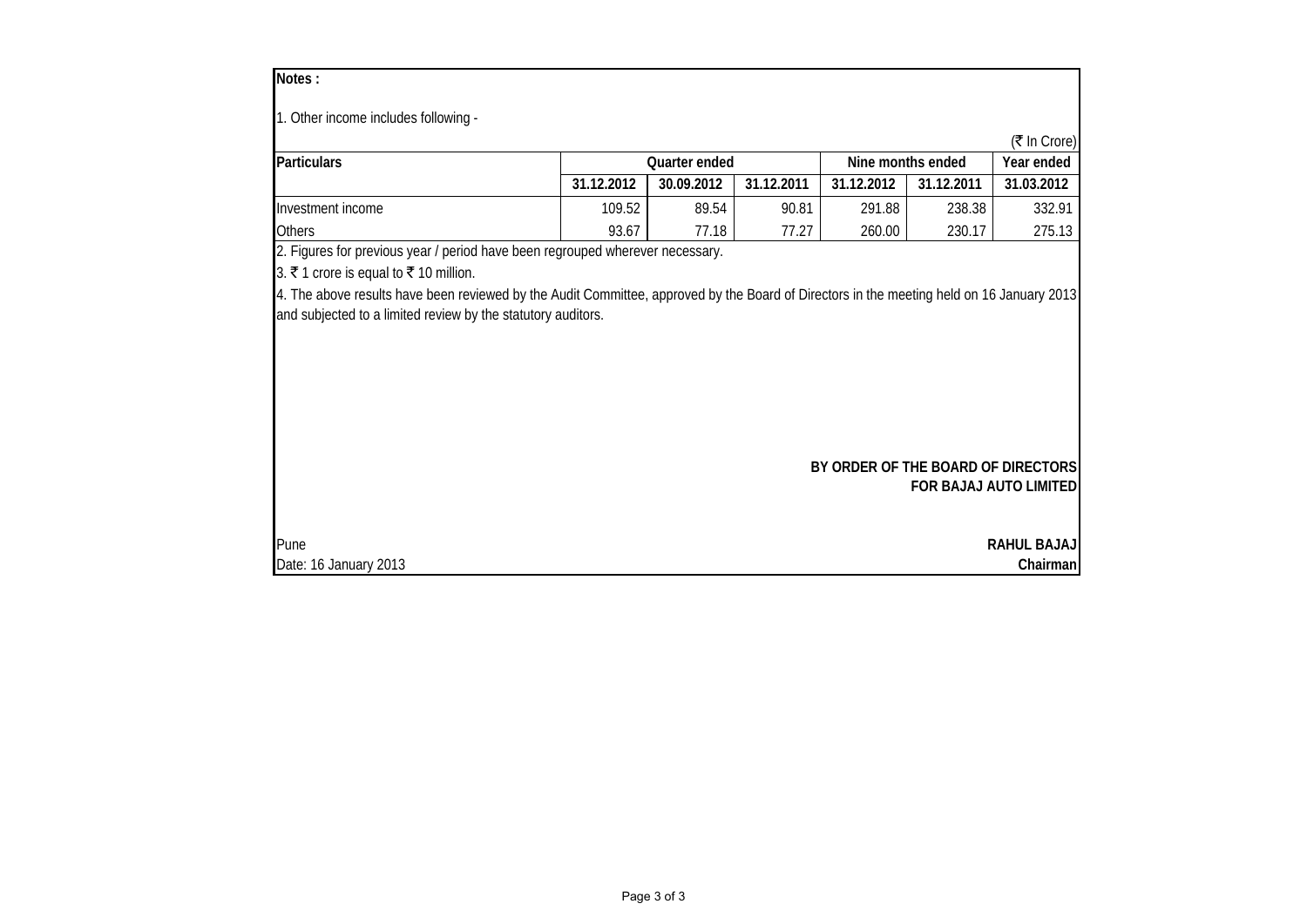**Notes :**

1. Other income includes following -

(₹ In Crore)

| Particulars | Quarter ended | | | Nine months ended | | Year ended |
|---|---|---|---|---|---|---|
| | 31.12.2012 | 30.09.2012 | 31.12.2011 | 31.12.2012 | 31.12.2011 | 31.03.2012 |
| Investment income | 109.52 | 89.54 | 90.81 | 291.88 | 238.38 | 332.91 |
| Others | 93.67 | 77.18 | 77.27 | 260.00 | 230.17 | 275.13 |

2. Figures for previous year / period have been regrouped wherever necessary.

3. ₹ 1 crore is equal to ₹ 10 million.

4. The above results have been reviewed by the Audit Committee, approved by the Board of Directors in the meeting held on 16 January 2013 and subjected to a limited review by the statutory auditors.

**BY ORDER OF THE BOARD OF DIRECTORS**
**FOR BAJAJ AUTO LIMITED**

Pune
Date: 16 January 2013

**RAHUL BAJAJ**
**Chairman**